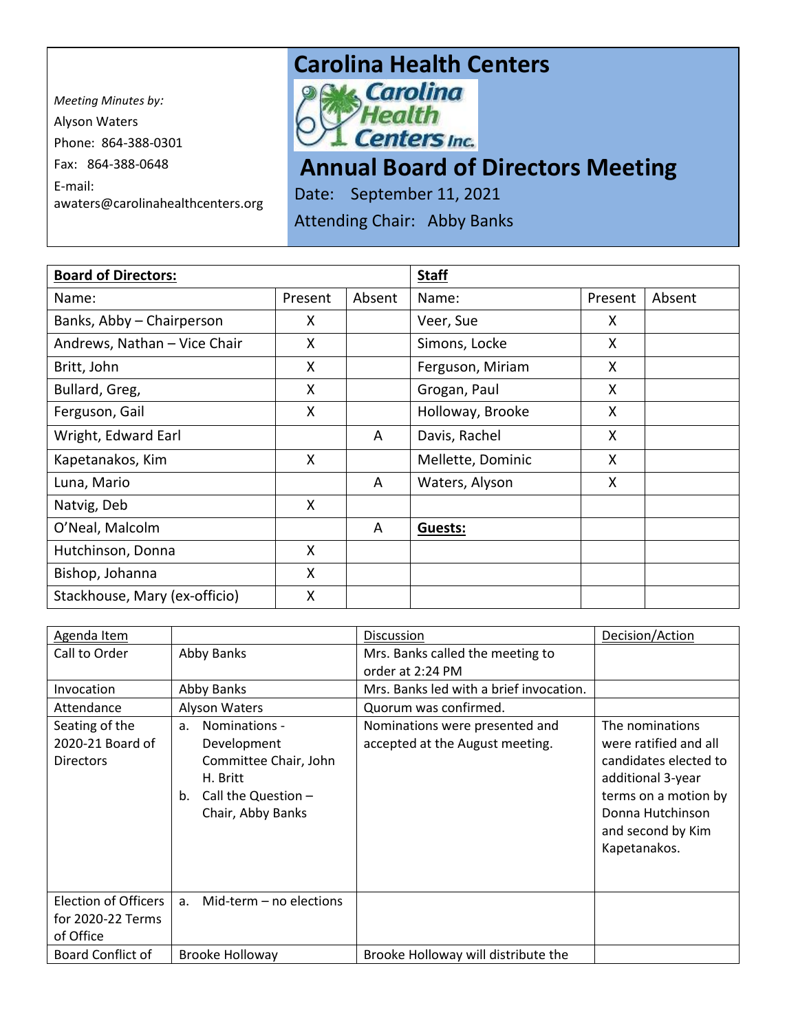*Meeting Minutes by:*

Alyson Waters

Phone: 864-388-0301

Fax: 864-388-0648

E-mail: awaters@carolinahealthcenters.org

# Carolina Health Centers

Carolina Health Centers Inc.

# Annual Board of Directors Meeting

Date: September 11, 2021

Attending Chair: Abby Banks

| **Board of Directors:** | | | **Staff** | | |
|---|---|---|---|---|---|
| Name: | Present | Absent | Name: | Present | Absent |
| Banks, Abby – Chairperson | X | | Veer, Sue | X | |
| Andrews, Nathan – Vice Chair | X | | Simons, Locke | X | |
| Britt, John | X | | Ferguson, Miriam | X | |
| Bullard, Greg, | X | | Grogan, Paul | X | |
| Ferguson, Gail | X | | Holloway, Brooke | X | |
| Wright, Edward Earl | | A | Davis, Rachel | X | |
| Kapetanakos, Kim | X | | Mellette, Dominic | X | |
| Luna, Mario | | A | Waters, Alyson | X | |
| Natvig, Deb | X | | | | |
| O'Neal, Malcolm | | A | **Guests:** | | |
| Hutchinson, Donna | X | | | | |
| Bishop, Johanna | X | | | | |
| Stackhouse, Mary (ex-officio) | X | | | | |

| Agenda Item | | Discussion | Decision/Action |
|---|---|---|---|
| Call to Order | Abby Banks | Mrs. Banks called the meeting to order at 2:24 PM | |
| Invocation | Abby Banks | Mrs. Banks led with a brief invocation. | |
| Attendance | Alyson Waters | Quorum was confirmed. | |
| Seating of the 2020-21 Board of Directors | a. Nominations - Development Committee Chair, John H. Britt<br>b. Call the Question – Chair, Abby Banks | Nominations were presented and accepted at the August meeting. | The nominations were ratified and all candidates elected to additional 3-year terms on a motion by Donna Hutchinson and second by Kim Kapetanakos. |
| Election of Officers for 2020-22 Terms of Office | a. Mid-term – no elections | | |
| Board Conflict of | Brooke Holloway | Brooke Holloway will distribute the | |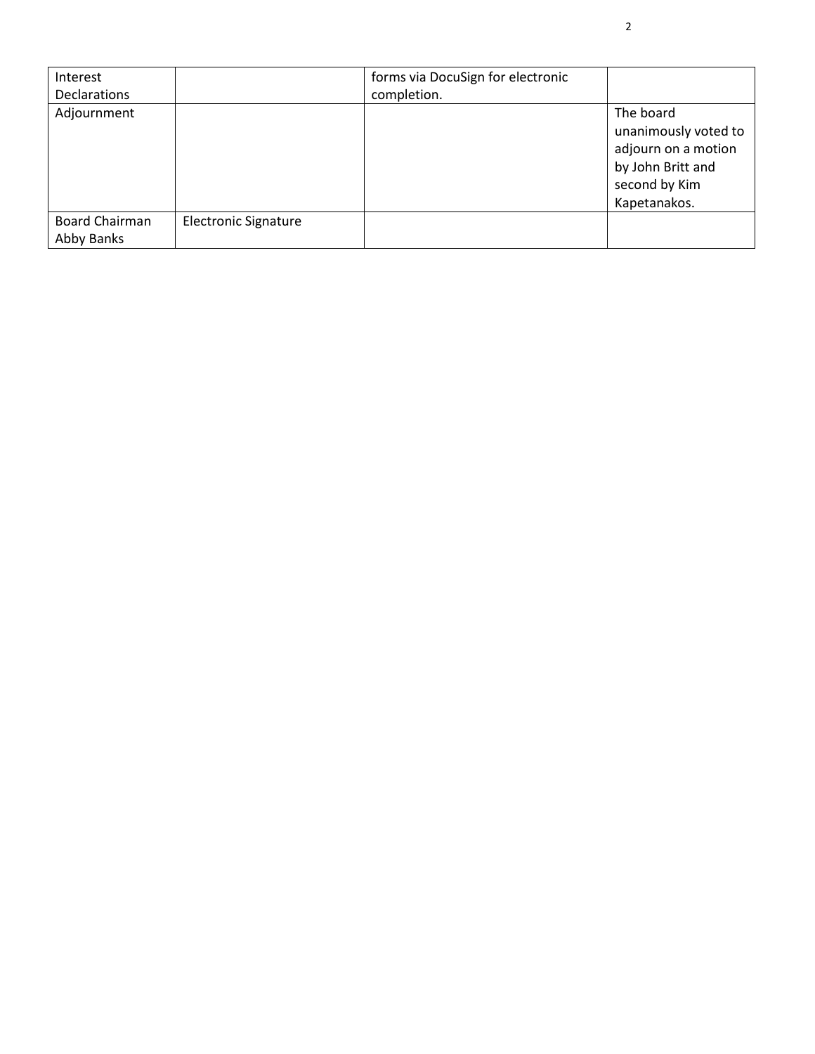| | | | |
|---|---|---|---|
| Interest Declarations | | forms via DocuSign for electronic completion. | |
| Adjournment | | | The board unanimously voted to adjourn on a motion by John Britt and second by Kim Kapetanakos. |
| Board Chairman Abby Banks | Electronic Signature | | |